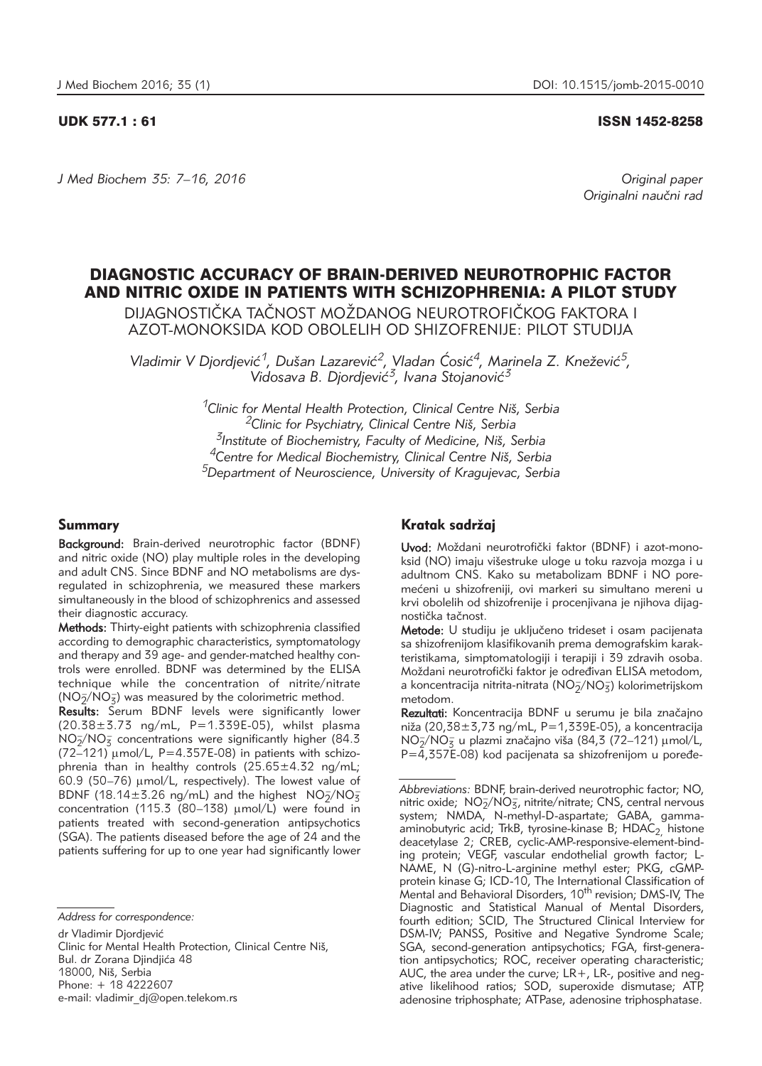UDK 577.1 : 61

ISSN 1452-8258

*Original paper*
*Originalni naučni rad*

# DIAGNOSTIC ACCURACY OF BRAIN-DERIVED NEUROTROPHIC FACTOR AND NITRIC OXIDE IN PATIENTS WITH SCHIZOPHRENIA: A PILOT STUDY

DIJAGNOSTIČKA TAČNOST MOŽDANOG NEUROTROFIČKOG FAKTORA I AZOT-MONOKSIDA KOD OBOLELIH OD SHIZOFRENIJE: PILOT STUDIJA

*Vladimir V Djordjević[1], Dušan Lazarević[2], Vladan Ćosić[4], Marinela Z. Knežević[5], Vidosava B. Djordjević[3], Ivana Stojanović[3]*

[1]*Clinic for Mental Health Protection, Clinical Centre Niš, Serbia*
[2]*Clinic for Psychiatry, Clinical Centre Niš, Serbia*
[3]*Institute of Biochemistry, Faculty of Medicine, Niš, Serbia*
[4]*Centre for Medical Biochemistry, Clinical Centre Niš, Serbia*
[5]*Department of Neuroscience, University of Kragujevac, Serbia*

## Summary

**Background:** Brain-derived neurotrophic factor (BDNF) and nitric oxide (NO) play multiple roles in the developing and adult CNS. Since BDNF and NO metabolisms are dysregulated in schizophrenia, we measured these markers simultaneously in the blood of schizophrenics and assessed their diagnostic accuracy.

**Methods:** Thirty-eight patients with schizophrenia classified according to demographic characteristics, symptomatology and therapy and 39 age- and gender-matched healthy controls were enrolled. BDNF was determined by the ELISA technique while the concentration of nitrite/nitrate ($NO_2^-/NO_3^-$) was measured by the colorimetric method.

**Results:** Serum BDNF levels were significantly lower (20.38±3.73 ng/mL, P=1.339E-05), whilst plasma $NO_2^-/NO_3^-$ concentrations were significantly higher (84.3 (72–121) μmol/L, P=4.357E-08) in patients with schizophrenia than in healthy controls (25.65±4.32 ng/mL; 60.9 (50–76) μmol/L, respectively). The lowest value of BDNF (18.14±3.26 ng/mL) and the highest $NO_2^-/NO_3^-$ concentration (115.3 (80–138) μmol/L) were found in patients treated with second-generation antipsychotics (SGA). The patients diseased before the age of 24 and the patients suffering for up to one year had significantly lower

## Kratak sadržaj

**Uvod:** Moždani neurotrofički faktor (BDNF) i azot-monoksid (NO) imaju višestruke uloge u toku razvoja mozga i u adultnom CNS. Kako su metabolizam BDNF i NO poremećeni u shizofreniji, ovi markeri su simultano mereni u krvi obolelih od shizofrenije i procenjivana je njihova dijagnostička tačnost.

**Metode:** U studiju je uključeno trideset i osam pacijenata sa shizofrenijom klasifikovanih prema demografskim karakteristikama, simptomatologiji i terapiji i 39 zdravih osoba. Moždani neurotrofički faktor je određivan ELISA metodom, a koncentracija nitrita-nitrata ($NO_2^-/NO_3^-$) kolorimetrijskom metodom.

**Rezultati:** Koncentracija BDNF u serumu je bila značajno niža (20,38±3,73 ng/mL, P=1,339E-05), a koncentracija $NO_2^-/NO_3^-$ u plazmi značajno viša (84,3 (72–121) μmol/L, P=4,357E-08) kod pacijenata sa shizofrenijom u poređe-

*Address for correspondence:*

dr Vladimir Djordjević
Clinic for Mental Health Protection, Clinical Centre Niš,
Bul. dr Zorana Djindjića 48
18000, Niš, Serbia
Phone: + 18 4222607
e-mail: vladimir_dj@open.telekom.rs

*Abbreviations:* BDNF, brain-derived neurotrophic factor; NO, nitric oxide; $NO_2^-/NO_3^-$, nitrite/nitrate; CNS, central nervous system; NMDA, N-methyl-D-aspartate; GABA, gamma-aminobutyric acid; TrkB, tyrosine-kinase B; $HDAC_2$, histone deacetylase 2; CREB, cyclic-AMP-responsive-element-binding protein; VEGF, vascular endothelial growth factor; L-NAME, N (G)-nitro-L-arginine methyl ester; PKG, cGMP-protein kinase G; ICD-10, The International Classification of Mental and Behavioral Disorders, 10th revision; DMS-IV, The Diagnostic and Statistical Manual of Mental Disorders, fourth edition; SCID, The Structured Clinical Interview for DSM-IV; PANSS, Positive and Negative Syndrome Scale; SGA, second-generation antipsychotics; FGA, first-generation antipsychotics; ROC, receiver operating characteristic; AUC, the area under the curve; LR+, LR-, positive and negative likelihood ratios; SOD, superoxide dismutase; ATP, adenosine triphosphate; ATPase, adenosine triphosphatase.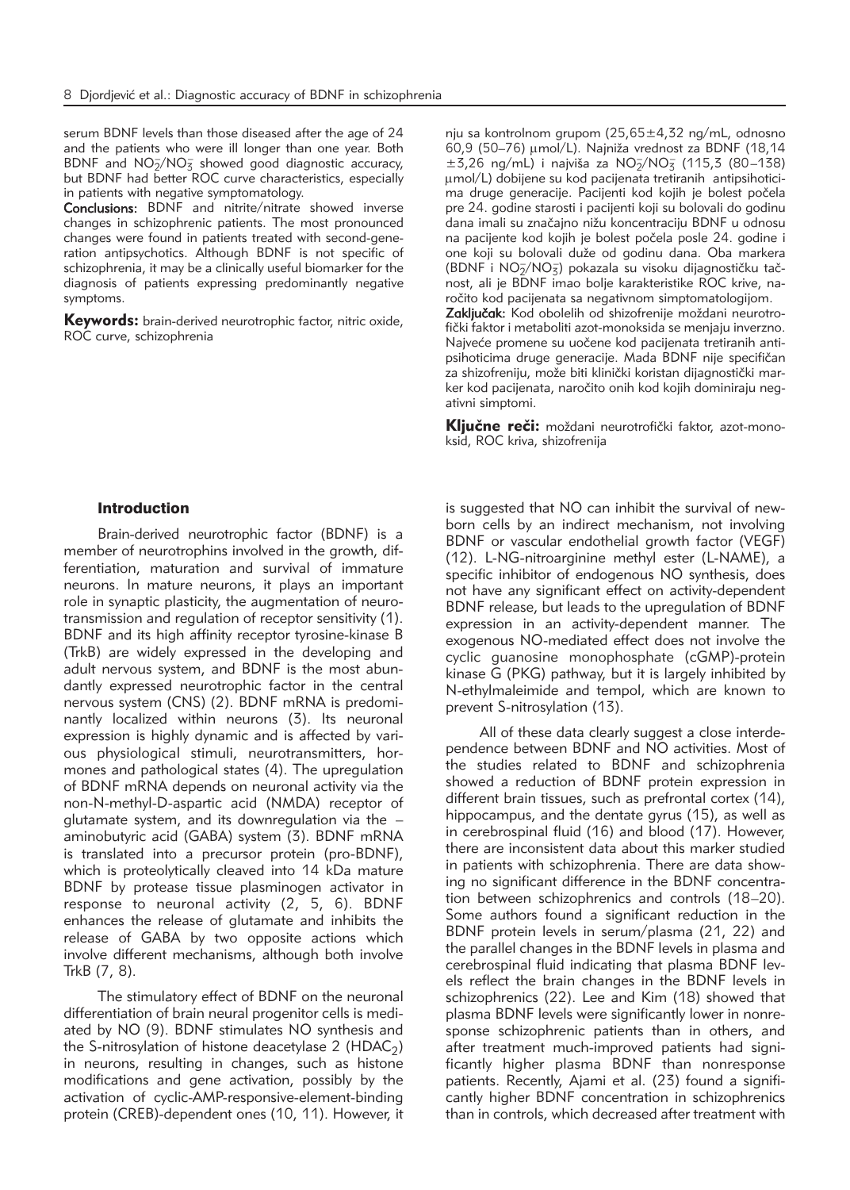serum BDNF levels than those diseased after the age of 24 and the patients who were ill longer than one year. Both BDNF and $NO_2^-/NO_3^-$ showed good diagnostic accuracy, but BDNF had better ROC curve characteristics, especially in patients with negative symptomatology.

**Conclusions:** BDNF and nitrite/nitrate showed inverse changes in schizophrenic patients. The most pronounced changes were found in patients treated with second-generation antipsychotics. Although BDNF is not specific of schizophrenia, it may be a clinically useful biomarker for the diagnosis of patients expressing predominantly negative symptoms.

**Keywords:** brain-derived neurotrophic factor, nitric oxide, ROC curve, schizophrenia

nju sa kontrolnom grupom (25,65±4,32 ng/mL, odnosno 60,9 (50–76) μmol/L). Najniža vrednost za BDNF (18,14 ±3,26 ng/mL) i najviša za $NO_2^-/NO_3^-$ (115,3 (80–138) μmol/L) dobijene su kod pacijenata tretiranih antipsihoticima druge generacije. Pacijenti kod kojih je bolest počela pre 24. godine starosti i pacijenti koji su bolovali do godinu dana imali su značajno nižu koncentraciju BDNF u odnosu na pacijente kod kojih je bolest počela posle 24. godine i one koji su bolovali duže od godinu dana. Oba markera (BDNF i $NO_2^-/NO_3^-$) pokazala su visoku dijagnostičku tačnost, ali je BDNF imao bolje karakteristike ROC krive, naročito kod pacijenata sa negativnom simptomatologijom.

**Zaključak:** Kod obolelih od shizofrenije moždani neurotrofički faktor i metaboliti azot-monoksida se menjaju inverzno. Najveće promene su uočene kod pacijenata tretiranih antipsihoticima druge generacije. Mada BDNF nije specifičan za shizofreniju, može biti klinički koristan dijagnostički marker kod pacijenata, naročito onih kod kojih dominiraju negativni simptomi.

**Ključne reči:** moždani neurotrofički faktor, azot-monoksid, ROC kriva, shizofrenija

## Introduction

Brain-derived neurotrophic factor (BDNF) is a member of neurotrophins involved in the growth, differentiation, maturation and survival of immature neurons. In mature neurons, it plays an important role in synaptic plasticity, the augmentation of neurotransmission and regulation of receptor sensitivity (1). BDNF and its high affinity receptor tyrosine-kinase B (TrkB) are widely expressed in the developing and adult nervous system, and BDNF is the most abundantly expressed neurotrophic factor in the central nervous system (CNS) (2). BDNF mRNA is predominantly localized within neurons (3). Its neuronal expression is highly dynamic and is affected by various physiological stimuli, neurotransmitters, hormones and pathological states (4). The upregulation of BDNF mRNA depends on neuronal activity via the non-N-methyl-D-aspartic acid (NMDA) receptor of glutamate system, and its downregulation via the – aminobutyric acid (GABA) system (3). BDNF mRNA is translated into a precursor protein (pro-BDNF), which is proteolytically cleaved into 14 kDa mature BDNF by protease tissue plasminogen activator in response to neuronal activity (2, 5, 6). BDNF enhances the release of glutamate and inhibits the release of GABA by two opposite actions which involve different mechanisms, although both involve TrkB (7, 8).

The stimulatory effect of BDNF on the neuronal differentiation of brain neural progenitor cells is mediated by NO (9). BDNF stimulates NO synthesis and the S-nitrosylation of histone deacetylase 2 ($HDAC_2$) in neurons, resulting in changes, such as histone modifications and gene activation, possibly by the activation of cyclic-AMP-responsive-element-binding protein (CREB)-dependent ones (10, 11). However, it is suggested that NO can inhibit the survival of newborn cells by an indirect mechanism, not involving BDNF or vascular endothelial growth factor (VEGF) (12). L-NG-nitroarginine methyl ester (L-NAME), a specific inhibitor of endogenous NO synthesis, does not have any significant effect on activity-dependent BDNF release, but leads to the upregulation of BDNF expression in an activity-dependent manner. The exogenous NO-mediated effect does not involve the cyclic guanosine monophosphate (cGMP)-protein kinase G (PKG) pathway, but it is largely inhibited by N-ethylmaleimide and tempol, which are known to prevent S-nitrosylation (13).

All of these data clearly suggest a close interdependence between BDNF and NO activities. Most of the studies related to BDNF and schizophrenia showed a reduction of BDNF protein expression in different brain tissues, such as prefrontal cortex (14), hippocampus, and the dentate gyrus (15), as well as in cerebrospinal fluid (16) and blood (17). However, there are inconsistent data about this marker studied in patients with schizophrenia. There are data showing no significant difference in the BDNF concentration between schizophrenics and controls (18–20). Some authors found a significant reduction in the BDNF protein levels in serum/plasma (21, 22) and the parallel changes in the BDNF levels in plasma and cerebrospinal fluid indicating that plasma BDNF levels reflect the brain changes in the BDNF levels in schizophrenics (22). Lee and Kim (18) showed that plasma BDNF levels were significantly lower in nonresponse schizophrenic patients than in others, and after treatment much-improved patients had significantly higher plasma BDNF than nonresponse patients. Recently, Ajami et al. (23) found a significantly higher BDNF concentration in schizophrenics than in controls, which decreased after treatment with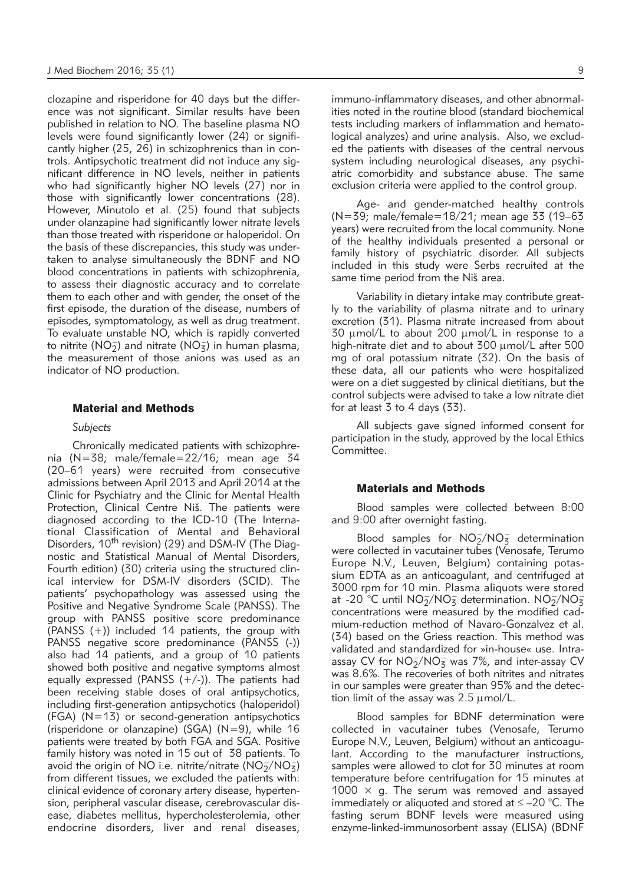clozapine and risperidone for 40 days but the difference was not significant. Similar results have been published in relation to NO. The baseline plasma NO levels were found significantly lower (24) or significantly higher (25, 26) in schizophrenics than in controls. Antipsychotic treatment did not induce any significant difference in NO levels, neither in patients who had significantly higher NO levels (27) nor in those with significantly lower concentrations (28). However, Minutolo et al. (25) found that subjects under olanzapine had significantly lower nitrate levels than those treated with risperidone or haloperidol. On the basis of these discrepancies, this study was undertaken to analyse simultaneously the BDNF and NO blood concentrations in patients with schizophrenia, to assess their diagnostic accuracy and to correlate them to each other and with gender, the onset of the first episode, the duration of the disease, numbers of episodes, symptomatology, as well as drug treatment. To evaluate unstable NO, which is rapidly converted to nitrite ($NO_2^-$) and nitrate ($NO_3^-$) in human plasma, the measurement of those anions was used as an indicator of NO production.

## Material and Methods

### *Subjects*

Chronically medicated patients with schizophrenia (N=38; male/female=22/16; mean age 34 (20–61 years) were recruited from consecutive admissions between April 2013 and April 2014 at the Clinic for Psychiatry and the Clinic for Mental Health Protection, Clinical Centre Niš. The patients were diagnosed according to the ICD-10 (The International Classification of Mental and Behavioral Disorders, 10th revision) (29) and DSM-IV (The Diagnostic and Statistical Manual of Mental Disorders, Fourth edition) (30) criteria using the structured clinical interview for DSM-IV disorders (SCID). The patients' psychopathology was assessed using the Positive and Negative Syndrome Scale (PANSS). The group with PANSS positive score predominance (PANSS (+)) included 14 patients, the group with PANSS negative score predominance (PANSS (-)) also had 14 patients, and a group of 10 patients showed both positive and negative symptoms almost equally expressed (PANSS (+/-)). The patients had been receiving stable doses of oral antipsychotics, including first-generation antipsychotics (haloperidol) (FGA) (N=13) or second-generation antipsychotics (risperidone or olanzapine) (SGA) (N=9), while 16 patients were treated by both FGA and SGA. Positive family history was noted in 15 out of 38 patients. To avoid the origin of NO i.e. nitrite/nitrate ($NO_2^-/NO_3^-$) from different tissues, we excluded the patients with: clinical evidence of coronary artery disease, hypertension, peripheral vascular disease, cerebrovascular disease, diabetes mellitus, hypercholesterolemia, other endocrine disorders, liver and renal diseases, immuno-inflammatory diseases, and other abnormalities noted in the routine blood (standard biochemical tests including markers of inflammation and hematological analyzes) and urine analysis. Also, we excluded the patients with diseases of the central nervous system including neurological diseases, any psychiatric comorbidity and substance abuse. The same exclusion criteria were applied to the control group.

Age- and gender-matched healthy controls (N=39; male/female=18/21; mean age 33 (19–63 years) were recruited from the local community. None of the healthy individuals presented a personal or family history of psychiatric disorder. All subjects included in this study were Serbs recruited at the same time period from the Niš area.

Variability in dietary intake may contribute greatly to the variability of plasma nitrate and to urinary excretion (31). Plasma nitrate increased from about 30 μmol/L to about 200 μmol/L in response to a high-nitrate diet and to about 300 μmol/L after 500 mg of oral potassium nitrate (32). On the basis of these data, all our patients who were hospitalized were on a diet suggested by clinical dietitians, but the control subjects were advised to take a low nitrate diet for at least 3 to 4 days (33).

All subjects gave signed informed consent for participation in the study, approved by the local Ethics Committee.

## Materials and Methods

Blood samples were collected between 8:00 and 9:00 after overnight fasting.

Blood samples for $NO_2^-/NO_3^-$ determination were collected in vacutainer tubes (Venosafe, Terumo Europe N.V., Leuven, Belgium) containing potassium EDTA as an anticoagulant, and centrifuged at 3000 rpm for 10 min. Plasma aliquots were stored at -20 °C until $NO_2^-/NO_3^-$ determination. $NO_2^-/NO_3^-$ concentrations were measured by the modified cadmium-reduction method of Navaro-Gonzalvez et al. (34) based on the Griess reaction. This method was validated and standardized for »in-house« use. Intra-assay CV for $NO_2^-/NO_3^-$ was 7%, and inter-assay CV was 8.6%. The recoveries of both nitrites and nitrates in our samples were greater than 95% and the detection limit of the assay was 2.5 μmol/L.

Blood samples for BDNF determination were collected in vacutainer tubes (Venosafe, Terumo Europe N.V., Leuven, Belgium) without an anticoagulant. According to the manufacturer instructions, samples were allowed to clot for 30 minutes at room temperature before centrifugation for 15 minutes at 1000 × g. The serum was removed and assayed immediately or aliquoted and stored at ≤ –20 °C. The fasting serum BDNF levels were measured using enzyme-linked-immunosorbent assay (ELISA) (BDNF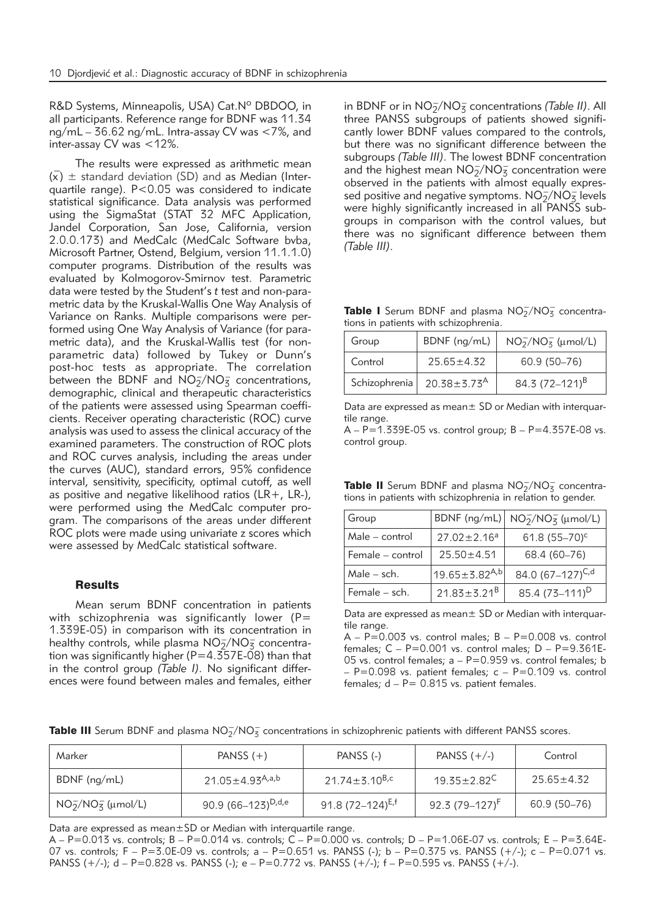R&D Systems, Minneapolis, USA) Cat.N° DBDOO, in all participants. Reference range for BDNF was 11.34 ng/mL – 36.62 ng/mL. Intra-assay CV was <7%, and inter-assay CV was <12%.

The results were expressed as arithmetic mean ($\bar{x}$) ± standard deviation (SD) and as Median (Interquartile range). P<0.05 was considered to indicate statistical significance. Data analysis was performed using the SigmaStat (STAT 32 MFC Application, Jandel Corporation, San Jose, California, version 2.0.0.173) and MedCalc (MedCalc Software bvba, Microsoft Partner, Ostend, Belgium, version 11.1.1.0) computer programs. Distribution of the results was evaluated by Kolmogorov-Smirnov test. Parametric data were tested by the Student's *t* test and non-parametric data by the Kruskal-Wallis One Way Analysis of Variance on Ranks. Multiple comparisons were performed using One Way Analysis of Variance (for parametric data), and the Kruskal-Wallis test (for non-parametric data) followed by Tukey or Dunn's post-hoc tests as appropriate. The correlation between the BDNF and $NO_2^-/NO_3^-$ concentrations, demographic, clinical and therapeutic characteristics of the patients were assessed using Spearman coefficients. Receiver operating characteristic (ROC) curve analysis was used to assess the clinical accuracy of the examined parameters. The construction of ROC plots and ROC curves analysis, including the areas under the curves (AUC), standard errors, 95% confidence interval, sensitivity, specificity, optimal cutoff, as well as positive and negative likelihood ratios (LR+, LR-), were performed using the MedCalc computer program. The comparisons of the areas under different ROC plots were made using univariate z scores which were assessed by MedCalc statistical software.

## Results

Mean serum BDNF concentration in patients with schizophrenia was significantly lower (P= 1.339E-05) in comparison with its concentration in healthy controls, while plasma $NO_2^-/NO_3^-$ concentration was significantly higher (P=4.357E-08) than that in the control group *(Table I)*. No significant differences were found between males and females, either in BDNF or in $NO_2^-/NO_3^-$ concentrations *(Table II)*. All three PANSS subgroups of patients showed significantly lower BDNF values compared to the controls, but there was no significant difference between the subgroups *(Table III)*. The lowest BDNF concentration and the highest mean $NO_2^-/NO_3^-$ concentration were observed in the patients with almost equally expressed positive and negative symptoms. $NO_2^-/NO_3^-$ levels were highly significantly increased in all PANSS subgroups in comparison with the control values, but there was no significant difference between them *(Table III)*.

**Table I** Serum BDNF and plasma $NO_2^-/NO_3^-$ concentrations in patients with schizophrenia.

| Group | BDNF (ng/mL) | $NO_2^-/NO_3^-$ (μmol/L) |
|---|---|---|
| Control | 25.65±4.32 | 60.9 (50–76) |
| Schizophrenia | 20.38±3.73[A] | 84.3 (72–121)[B] |

Data are expressed as mean± SD or Median with interquartile range.
A – P=1.339E-05 vs. control group; B – P=4.357E-08 vs. control group.

**Table II** Serum BDNF and plasma $NO_2^-/NO_3^-$ concentrations in patients with schizophrenia in relation to gender.

| Group | BDNF (ng/mL) | $NO_2^-/NO_3^-$ (μmol/L) |
|---|---|---|
| Male – control | 27.02±2.16[a] | 61.8 (55–70)[c] |
| Female – control | 25.50±4.51 | 68.4 (60–76) |
| Male – sch. | 19.65±3.82[A,b] | 84.0 (67–127)[C,d] |
| Female – sch. | 21.83±3.21[B] | 85.4 (73–111)[D] |

Data are expressed as mean± SD or Median with interquartile range.
A – P=0.003 vs. control males; B – P=0.008 vs. control females; C – P=0.001 vs. control males; D – P=9.361E-05 vs. control females; a – P=0.959 vs. control females; b – P=0.098 vs. patient females; c – P=0.109 vs. control females; d – P= 0.815 vs. patient females.

**Table III** Serum BDNF and plasma $NO_2^-/NO_3^-$ concentrations in schizophrenic patients with different PANSS scores.

| Marker | PANSS (+) | PANSS (-) | PANSS (+/-) | Control |
|---|---|---|---|---|
| BDNF (ng/mL) | 21.05±4.93[A,a,b] | 21.74±3.10[B,c] | 19.35±2.82[C] | 25.65±4.32 |
| $NO_2^-/NO_3^-$ (μmol/L) | 90.9 (66–123)[D,d,e] | 91.8 (72–124)[E,f] | 92.3 (79–127)[F] | 60.9 (50–76) |

Data are expressed as mean±SD or Median with interquartile range.
A – P=0.013 vs. controls; B – P=0.014 vs. controls; C – P=0.000 vs. controls; D – P=1.06E-07 vs. controls; E – P=3.64E-07 vs. controls; F – P=3.0E-09 vs. controls; a – P=0.651 vs. PANSS (-); b – P=0.375 vs. PANSS (+/-); c – P=0.071 vs. PANSS (+/-); d – P=0.828 vs. PANSS (-); e – P=0.772 vs. PANSS (+/-); f – P=0.595 vs. PANSS (+/-).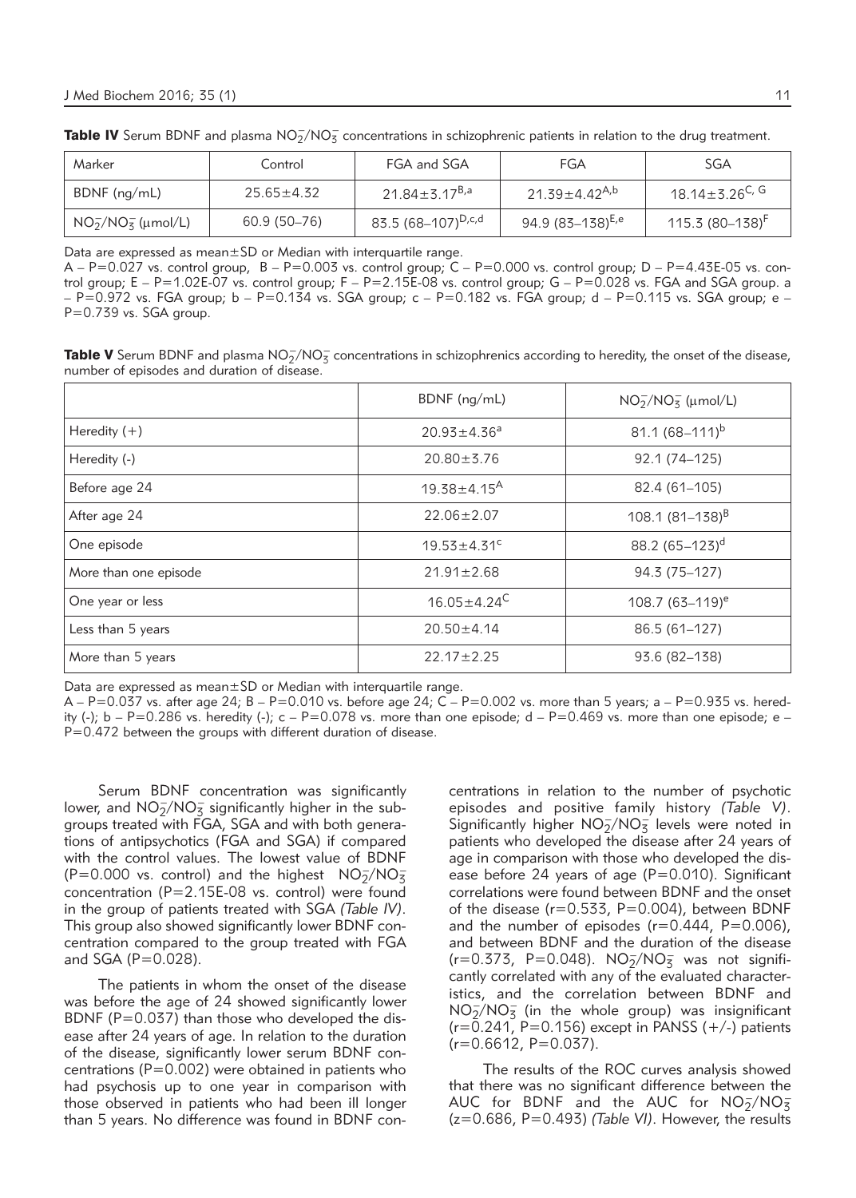**Table IV** Serum BDNF and plasma $NO_2^-/NO_3^-$ concentrations in schizophrenic patients in relation to the drug treatment.

| Marker | Control | FGA and SGA | FGA | SGA |
|---|---|---|---|---|
| BDNF (ng/mL) | 25.65±4.32 | 21.84±3.17[B,a] | 21.39±4.42[A,b] | 18.14±3.26[C, G] |
| $NO_2^-/NO_3^-$ (μmol/L) | 60.9 (50–76) | 83.5 (68–107)[D,c,d] | 94.9 (83–138)[E,e] | 115.3 (80–138)[F] |

Data are expressed as mean±SD or Median with interquartile range.
A – P=0.027 vs. control group, B – P=0.003 vs. control group; C – P=0.000 vs. control group; D – P=4.43E-05 vs. control group; E – P=1.02E-07 vs. control group; F – P=2.15E-08 vs. control group; G – P=0.028 vs. FGA and SGA group. a – P=0.972 vs. FGA group; b – P=0.134 vs. SGA group; c – P=0.182 vs. FGA group; d – P=0.115 vs. SGA group; e – P=0.739 vs. SGA group.

**Table V** Serum BDNF and plasma $NO_2^-/NO_3^-$ concentrations in schizophrenics according to heredity, the onset of the disease, number of episodes and duration of disease.

| | BDNF (ng/mL) | $NO_2^-/NO_3^-$ (μmol/L) |
|---|---|---|
| Heredity (+) | 20.93±4.36[a] | 81.1 (68–111)[b] |
| Heredity (-) | 20.80±3.76 | 92.1 (74–125) |
| Before age 24 | 19.38±4.15[A] | 82.4 (61–105) |
| After age 24 | 22.06±2.07 | 108.1 (81–138)[B] |
| One episode | 19.53±4.31[c] | 88.2 (65–123)[d] |
| More than one episode | 21.91±2.68 | 94.3 (75–127) |
| One year or less | 16.05±4.24[C] | 108.7 (63–119)[e] |
| Less than 5 years | 20.50±4.14 | 86.5 (61–127) |
| More than 5 years | 22.17±2.25 | 93.6 (82–138) |

Data are expressed as mean±SD or Median with interquartile range.
A – P=0.037 vs. after age 24; B – P=0.010 vs. before age 24; C – P=0.002 vs. more than 5 years; a – P=0.935 vs. heredity (-); b – P=0.286 vs. heredity (-); c – P=0.078 vs. more than one episode; d – P=0.469 vs. more than one episode; e – P=0.472 between the groups with different duration of disease.

Serum BDNF concentration was significantly lower, and $NO_2^-/NO_3^-$ significantly higher in the subgroups treated with FGA, SGA and with both generations of antipsychotics (FGA and SGA) if compared with the control values. The lowest value of BDNF (P=0.000 vs. control) and the highest $NO_2^-/NO_3^-$ concentration (P=2.15E-08 vs. control) were found in the group of patients treated with SGA *(Table IV)*. This group also showed significantly lower BDNF concentration compared to the group treated with FGA and SGA (P=0.028).

The patients in whom the onset of the disease was before the age of 24 showed significantly lower BDNF (P=0.037) than those who developed the disease after 24 years of age. In relation to the duration of the disease, significantly lower serum BDNF concentrations (P=0.002) were obtained in patients who had psychosis up to one year in comparison with those observed in patients who had been ill longer than 5 years. No difference was found in BDNF concentrations in relation to the number of psychotic episodes and positive family history *(Table V)*. Significantly higher $NO_2^-/NO_3^-$ levels were noted in patients who developed the disease after 24 years of age in comparison with those who developed the disease before 24 years of age (P=0.010). Significant correlations were found between BDNF and the onset of the disease (r=0.533, P=0.004), between BDNF and the number of episodes (r=0.444, P=0.006), and between BDNF and the duration of the disease (r=0.373, P=0.048). $NO_2^-/NO_3^-$ was not significantly correlated with any of the evaluated characteristics, and the correlation between BDNF and $NO_2^-/NO_3^-$ (in the whole group) was insignificant (r=0.241, P=0.156) except in PANSS (+/-) patients (r=0.6612, P=0.037).

The results of the ROC curves analysis showed that there was no significant difference between the AUC for BDNF and the AUC for $NO_2^-/NO_3^-$ (z=0.686, P=0.493) *(Table VI)*. However, the results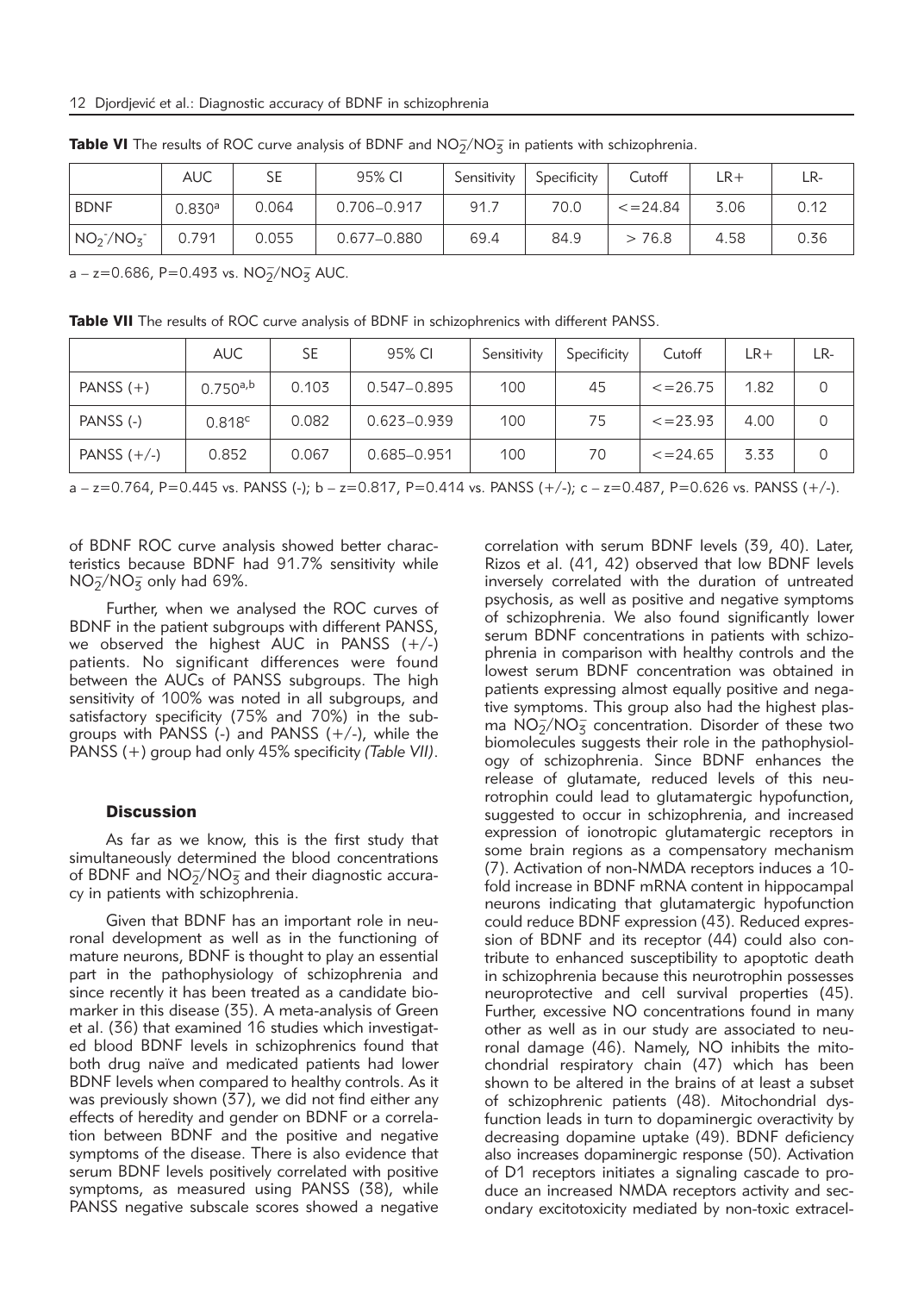**Table VI** The results of ROC curve analysis of BDNF and $NO_2^-/NO_3^-$ in patients with schizophrenia.

| | AUC | SE | 95% CI | Sensitivity | Specificity | Cutoff | LR+ | LR- |
|---|---|---|---|---|---|---|---|---|
| BDNF | 0.830[a] | 0.064 | 0.706–0.917 | 91.7 | 70.0 | <=24.84 | 3.06 | 0.12 |
| $NO_2^-/NO_3^-$ | 0.791 | 0.055 | 0.677–0.880 | 69.4 | 84.9 | > 76.8 | 4.58 | 0.36 |

a – z=0.686, P=0.493 vs. $NO_2^-/NO_3^-$ AUC.

**Table VII** The results of ROC curve analysis of BDNF in schizophrenics with different PANSS.

| | AUC | SE | 95% CI | Sensitivity | Specificity | Cutoff | LR+ | LR- |
|---|---|---|---|---|---|---|---|---|
| PANSS (+) | 0.750[a,b] | 0.103 | 0.547–0.895 | 100 | 45 | <=26.75 | 1.82 | 0 |
| PANSS (-) | 0.818[c] | 0.082 | 0.623–0.939 | 100 | 75 | <=23.93 | 4.00 | 0 |
| PANSS (+/-) | 0.852 | 0.067 | 0.685–0.951 | 100 | 70 | <=24.65 | 3.33 | 0 |

a – z=0.764, P=0.445 vs. PANSS (-); b – z=0.817, P=0.414 vs. PANSS (+/-); c – z=0.487, P=0.626 vs. PANSS (+/-).

of BDNF ROC curve analysis showed better characteristics because BDNF had 91.7% sensitivity while $NO_2^-/NO_3^-$ only had 69%.

Further, when we analysed the ROC curves of BDNF in the patient subgroups with different PANSS, we observed the highest AUC in PANSS (+/-) patients. No significant differences were found between the AUCs of PANSS subgroups. The high sensitivity of 100% was noted in all subgroups, and satisfactory specificity (75% and 70%) in the subgroups with PANSS (-) and PANSS (+/-), while the PANSS (+) group had only 45% specificity *(Table VII)*.

## Discussion

As far as we know, this is the first study that simultaneously determined the blood concentrations of BDNF and $NO_2^-/NO_3^-$ and their diagnostic accuracy in patients with schizophrenia.

Given that BDNF has an important role in neuronal development as well as in the functioning of mature neurons, BDNF is thought to play an essential part in the pathophysiology of schizophrenia and since recently it has been treated as a candidate biomarker in this disease (35). A meta-analysis of Green et al. (36) that examined 16 studies which investigated blood BDNF levels in schizophrenics found that both drug naïve and medicated patients had lower BDNF levels when compared to healthy controls. As it was previously shown (37), we did not find either any effects of heredity and gender on BDNF or a correlation between BDNF and the positive and negative symptoms of the disease. There is also evidence that serum BDNF levels positively correlated with positive symptoms, as measured using PANSS (38), while PANSS negative subscale scores showed a negative correlation with serum BDNF levels (39, 40). Later, Rizos et al. (41, 42) observed that low BDNF levels inversely correlated with the duration of untreated psychosis, as well as positive and negative symptoms of schizophrenia. We also found significantly lower serum BDNF concentrations in patients with schizophrenia in comparison with healthy controls and the lowest serum BDNF concentration was obtained in patients expressing almost equally positive and negative symptoms. This group also had the highest plasma $NO_2^-/NO_3^-$ concentration. Disorder of these two biomolecules suggests their role in the pathophysiology of schizophrenia. Since BDNF enhances the release of glutamate, reduced levels of this neurotrophin could lead to glutamatergic hypofunction, suggested to occur in schizophrenia, and increased expression of ionotropic glutamatergic receptors in some brain regions as a compensatory mechanism (7). Activation of non-NMDA receptors induces a 10-fold increase in BDNF mRNA content in hippocampal neurons indicating that glutamatergic hypofunction could reduce BDNF expression (43). Reduced expression of BDNF and its receptor (44) could also contribute to enhanced susceptibility to apoptotic death in schizophrenia because this neurotrophin possesses neuroprotective and cell survival properties (45). Further, excessive NO concentrations found in many other as well as in our study are associated to neuronal damage (46). Namely, NO inhibits the mitochondrial respiratory chain (47) which has been shown to be altered in the brains of at least a subset of schizophrenic patients (48). Mitochondrial dysfunction leads in turn to dopaminergic overactivity by decreasing dopamine uptake (49). BDNF deficiency also increases dopaminergic response (50). Activation of D1 receptors initiates a signaling cascade to produce an increased NMDA receptors activity and secondary excitotoxicity mediated by non-toxic extracel-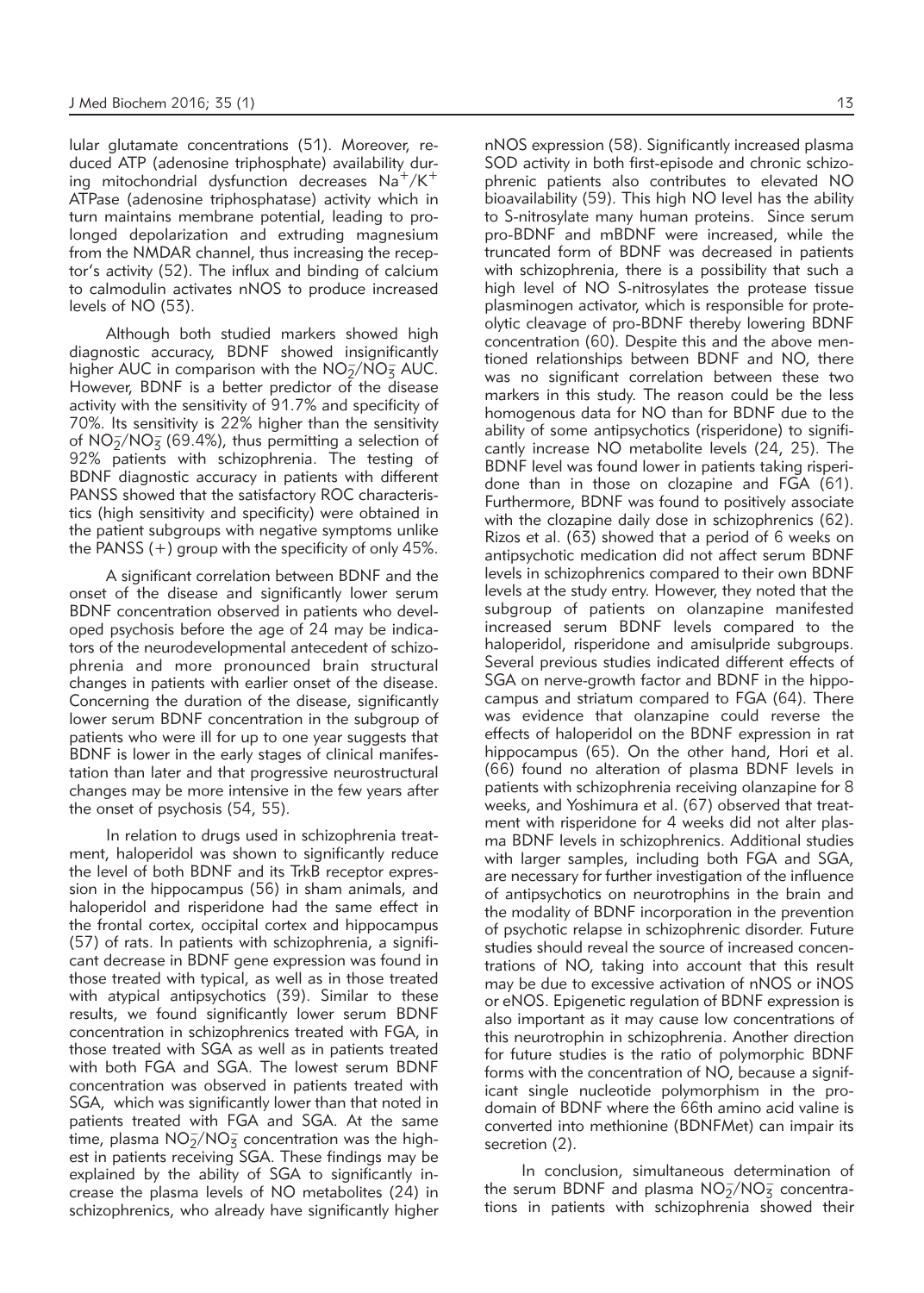lular glutamate concentrations (51). Moreover, reduced ATP (adenosine triphosphate) availability during mitochondrial dysfunction decreases $Na^+/K^+$ ATPase (adenosine triphosphatase) activity which in turn maintains membrane potential, leading to prolonged depolarization and extruding magnesium from the NMDAR channel, thus increasing the receptor's activity (52). The influx and binding of calcium to calmodulin activates nNOS to produce increased levels of NO (53).

Although both studied markers showed high diagnostic accuracy, BDNF showed insignificantly higher AUC in comparison with the $NO_2^-/NO_3^-$ AUC. However, BDNF is a better predictor of the disease activity with the sensitivity of 91.7% and specificity of 70%. Its sensitivity is 22% higher than the sensitivity of $NO_2^-/NO_3^-$ (69.4%), thus permitting a selection of 92% patients with schizophrenia. The testing of BDNF diagnostic accuracy in patients with different PANSS showed that the satisfactory ROC characteristics (high sensitivity and specificity) were obtained in the patient subgroups with negative symptoms unlike the PANSS (+) group with the specificity of only 45%.

A significant correlation between BDNF and the onset of the disease and significantly lower serum BDNF concentration observed in patients who developed psychosis before the age of 24 may be indicators of the neurodevelopmental antecedent of schizophrenia and more pronounced brain structural changes in patients with earlier onset of the disease. Concerning the duration of the disease, significantly lower serum BDNF concentration in the subgroup of patients who were ill for up to one year suggests that BDNF is lower in the early stages of clinical manifestation than later and that progressive neurostructural changes may be more intensive in the few years after the onset of psychosis (54, 55).

In relation to drugs used in schizophrenia treatment, haloperidol was shown to significantly reduce the level of both BDNF and its TrkB receptor expression in the hippocampus (56) in sham animals, and haloperidol and risperidone had the same effect in the frontal cortex, occipital cortex and hippocampus (57) of rats. In patients with schizophrenia, a significant decrease in BDNF gene expression was found in those treated with typical, as well as in those treated with atypical antipsychotics (39). Similar to these results, we found significantly lower serum BDNF concentration in schizophrenics treated with FGA, in those treated with SGA as well as in patients treated with both FGA and SGA. The lowest serum BDNF concentration was observed in patients treated with SGA, which was significantly lower than that noted in patients treated with FGA and SGA. At the same time, plasma $NO_2^-/NO_3^-$ concentration was the highest in patients receiving SGA. These findings may be explained by the ability of SGA to significantly increase the plasma levels of NO metabolites (24) in schizophrenics, who already have significantly higher nNOS expression (58). Significantly increased plasma SOD activity in both first-episode and chronic schizophrenic patients also contributes to elevated NO bioavailability (59). This high NO level has the ability to S-nitrosylate many human proteins. Since serum pro-BDNF and mBDNF were increased, while the truncated form of BDNF was decreased in patients with schizophrenia, there is a possibility that such a high level of NO S-nitrosylates the protease tissue plasminogen activator, which is responsible for proteolytic cleavage of pro-BDNF thereby lowering BDNF concentration (60). Despite this and the above mentioned relationships between BDNF and NO, there was no significant correlation between these two markers in this study. The reason could be the less homogenous data for NO than for BDNF due to the ability of some antipsychotics (risperidone) to significantly increase NO metabolite levels (24, 25). The BDNF level was found lower in patients taking risperidone than in those on clozapine and FGA (61). Furthermore, BDNF was found to positively associate with the clozapine daily dose in schizophrenics (62). Rizos et al. (63) showed that a period of 6 weeks on antipsychotic medication did not affect serum BDNF levels in schizophrenics compared to their own BDNF levels at the study entry. However, they noted that the subgroup of patients on olanzapine manifested increased serum BDNF levels compared to the haloperidol, risperidone and amisulpride subgroups. Several previous studies indicated different effects of SGA on nerve-growth factor and BDNF in the hippocampus and striatum compared to FGA (64). There was evidence that olanzapine could reverse the effects of haloperidol on the BDNF expression in rat hippocampus (65). On the other hand, Hori et al. (66) found no alteration of plasma BDNF levels in patients with schizophrenia receiving olanzapine for 8 weeks, and Yoshimura et al. (67) observed that treatment with risperidone for 4 weeks did not alter plasma BDNF levels in schizophrenics. Additional studies with larger samples, including both FGA and SGA, are necessary for further investigation of the influence of antipsychotics on neurotrophins in the brain and the modality of BDNF incorporation in the prevention of psychotic relapse in schizophrenic disorder. Future studies should reveal the source of increased concentrations of NO, taking into account that this result may be due to excessive activation of nNOS or iNOS or eNOS. Epigenetic regulation of BDNF expression is also important as it may cause low concentrations of this neurotrophin in schizophrenia. Another direction for future studies is the ratio of polymorphic BDNF forms with the concentration of NO, because a significant single nucleotide polymorphism in the prodomain of BDNF where the 66th amino acid valine is converted into methionine (BDNFMet) can impair its secretion (2).

In conclusion, simultaneous determination of the serum BDNF and plasma $NO_2^-/NO_3^-$ concentrations in patients with schizophrenia showed their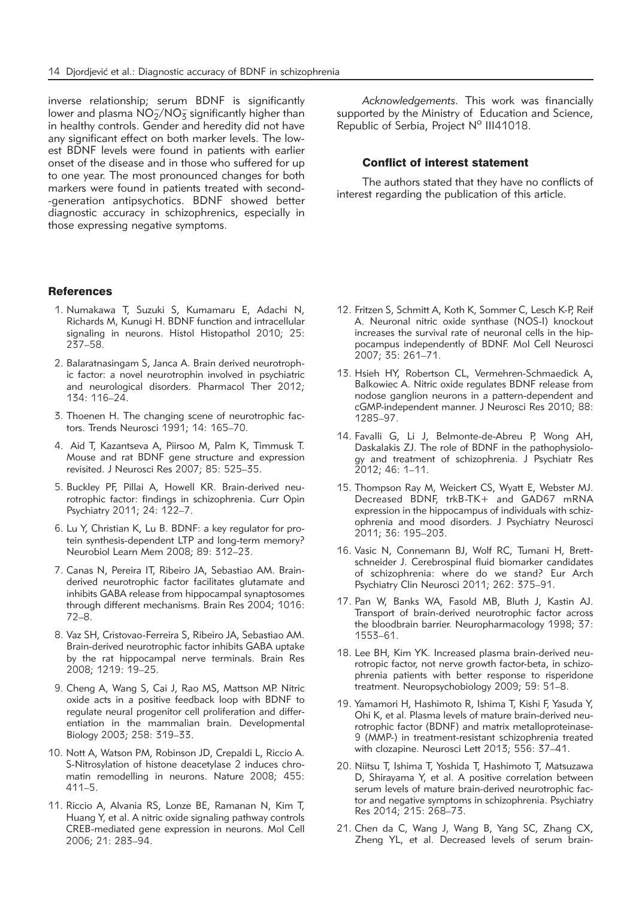inverse relationship; serum BDNF is significantly lower and plasma $NO_2^-/NO_3^-$ significantly higher than in healthy controls. Gender and heredity did not have any significant effect on both marker levels. The lowest BDNF levels were found in patients with earlier onset of the disease and in those who suffered for up to one year. The most pronounced changes for both markers were found in patients treated with second-generation antipsychotics. BDNF showed better diagnostic accuracy in schizophrenics, especially in those expressing negative symptoms.

*Acknowledgements.* This work was financially supported by the Ministry of Education and Science, Republic of Serbia, Project N° III41018.

### Conflict of interest statement

The authors stated that they have no conflicts of interest regarding the publication of this article.

### References

1. Numakawa T, Suzuki S, Kumamaru E, Adachi N, Richards M, Kunugi H. BDNF function and intracellular signaling in neurons. Histol Histopathol 2010; 25: 237–58.
2. Balaratnasingam S, Janca A. Brain derived neurotrophic factor: a novel neurotrophin involved in psychiatric and neurological disorders. Pharmacol Ther 2012; 134: 116–24.
3. Thoenen H. The changing scene of neurotrophic factors. Trends Neurosci 1991; 14: 165–70.
4. Aid T, Kazantseva A, Piirsoo M, Palm K, Timmusk T. Mouse and rat BDNF gene structure and expression revisited. J Neurosci Res 2007; 85: 525–35.
5. Buckley PF, Pillai A, Howell KR. Brain-derived neurotrophic factor: findings in schizophrenia. Curr Opin Psychiatry 2011; 24: 122–7.
6. Lu Y, Christian K, Lu B. BDNF: a key regulator for protein synthesis-dependent LTP and long-term memory? Neurobiol Learn Mem 2008; 89: 312–23.
7. Canas N, Pereira IT, Ribeiro JA, Sebastiao AM. Brain-derived neurotrophic factor facilitates glutamate and inhibits GABA release from hippocampal synaptosomes through different mechanisms. Brain Res 2004; 1016: 72–8.
8. Vaz SH, Cristovao-Ferreira S, Ribeiro JA, Sebastiao AM. Brain-derived neurotrophic factor inhibits GABA uptake by the rat hippocampal nerve terminals. Brain Res 2008; 1219: 19–25.
9. Cheng A, Wang S, Cai J, Rao MS, Mattson MP. Nitric oxide acts in a positive feedback loop with BDNF to regulate neural progenitor cell proliferation and differentiation in the mammalian brain. Developmental Biology 2003; 258: 319–33.
10. Nott A, Watson PM, Robinson JD, Crepaldi L, Riccio A. S-Nitrosylation of histone deacetylase 2 induces chromatin remodelling in neurons. Nature 2008; 455: 411–5.
11. Riccio A, Alvania RS, Lonze BE, Ramanan N, Kim T, Huang Y, et al. A nitric oxide signaling pathway controls CREB-mediated gene expression in neurons. Mol Cell 2006; 21: 283–94.
12. Fritzen S, Schmitt A, Koth K, Sommer C, Lesch K-P, Reif A. Neuronal nitric oxide synthase (NOS-I) knockout increases the survival rate of neuronal cells in the hippocampus independently of BDNF. Mol Cell Neurosci 2007; 35: 261–71.
13. Hsieh HY, Robertson CL, Vermehren-Schmaedick A, Balkowiec A. Nitric oxide regulates BDNF release from nodose ganglion neurons in a pattern-dependent and cGMP-independent manner. J Neurosci Res 2010; 88: 1285–97.
14. Favalli G, Li J, Belmonte-de-Abreu P, Wong AH, Daskalakis ZJ. The role of BDNF in the pathophysiology and treatment of schizophrenia. J Psychiatr Res 2012; 46: 1–11.
15. Thompson Ray M, Weickert CS, Wyatt E, Webster MJ. Decreased BDNF, trkB-TK+ and GAD67 mRNA expression in the hippocampus of individuals with schizophrenia and mood disorders. J Psychiatry Neurosci 2011; 36: 195–203.
16. Vasic N, Connemann BJ, Wolf RC, Tumani H, Brettschneider J. Cerebrospinal fluid biomarker candidates of schizophrenia: where do we stand? Eur Arch Psychiatry Clin Neurosci 2011; 262: 375–91.
17. Pan W, Banks WA, Fasold MB, Bluth J, Kastin AJ. Transport of brain-derived neurotrophic factor across the bloodbrain barrier. Neuropharmacology 1998; 37: 1553–61.
18. Lee BH, Kim YK. Increased plasma brain-derived neurotropic factor, not nerve growth factor-beta, in schizophrenia patients with better response to risperidone treatment. Neuropsychobiology 2009; 59: 51–8.
19. Yamamori H, Hashimoto R, Ishima T, Kishi F, Yasuda Y, Ohi K, et al. Plasma levels of mature brain-derived neurotrophic factor (BDNF) and matrix metalloproteinase-9 (MMP-) in treatment-resistant schizophrenia treated with clozapine. Neurosci Lett 2013; 556: 37–41.
20. Niitsu T, Ishima T, Yoshida T, Hashimoto T, Matsuzawa D, Shirayama Y, et al. A positive correlation between serum levels of mature brain-derived neurotrophic factor and negative symptoms in schizophrenia. Psychiatry Res 2014; 215: 268–73.
21. Chen da C, Wang J, Wang B, Yang SC, Zhang CX, Zheng YL, et al. Decreased levels of serum brain-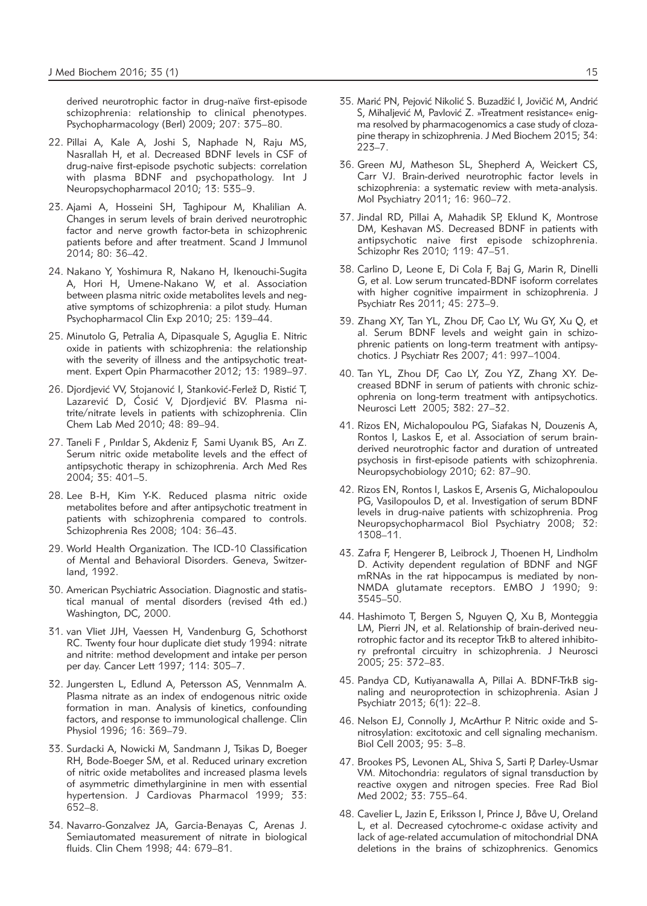derived neurotrophic factor in drug-naïve first-episode schizophrenia: relationship to clinical phenotypes. Psychopharmacology (Berl) 2009; 207: 375–80.

22. Pillai A, Kale A, Joshi S, Naphade N, Raju MS, Nasrallah H, et al. Decreased BDNF levels in CSF of drug-naive first-episode psychotic subjects: correlation with plasma BDNF and psychopathology. Int J Neuropsychopharmacol 2010; 13: 535–9.

23. Ajami A, Hosseini SH, Taghipour M, Khalilian A. Changes in serum levels of brain derived neurotrophic factor and nerve growth factor-beta in schizophrenic patients before and after treatment. Scand J Immunol 2014; 80: 36–42.

24. Nakano Y, Yoshimura R, Nakano H, Ikenouchi-Sugita A, Hori H, Umene-Nakano W, et al. Association between plasma nitric oxide metabolites levels and negative symptoms of schizophrenia: a pilot study. Human Psychopharmacol Clin Exp 2010; 25: 139–44.

25. Minutolo G, Petralia A, Dipasquale S, Aguglia E. Nitric oxide in patients with schizophrenia: the relationship with the severity of illness and the antipsychotic treatment. Expert Opin Pharmacother 2012; 13: 1989–97.

26. Djordjević VV, Stojanović I, Stanković-Ferlež D, Ristić T, Lazarević D, Ćosić V, Djordjević BV. Plasma nitrite/nitrate levels in patients with schizophrenia. Clin Chem Lab Med 2010; 48: 89–94.

27. Taneli F , Pırıldar S, Akdeniz F, Sami Uyanık BS, Arı Z. Serum nitric oxide metabolite levels and the effect of antipsychotic therapy in schizophrenia. Arch Med Res 2004; 35: 401–5.

28. Lee B-H, Kim Y-K. Reduced plasma nitric oxide metabolites before and after antipsychotic treatment in patients with schizophrenia compared to controls. Schizophrenia Res 2008; 104: 36–43.

29. World Health Organization. The ICD-10 Classification of Mental and Behavioral Disorders. Geneva, Switzerland, 1992.

30. American Psychiatric Association. Diagnostic and statistical manual of mental disorders (revised 4th ed.) Washington, DC, 2000.

31. van Vliet JJH, Vaessen H, Vandenburg G, Schothorst RC. Twenty four hour duplicate diet study 1994: nitrate and nitrite: method development and intake per person per day. Cancer Lett 1997; 114: 305–7.

32. Jungersten L, Edlund A, Petersson AS, Vennmalm A. Plasma nitrate as an index of endogenous nitric oxide formation in man. Analysis of kinetics, confounding factors, and response to immunological challenge. Clin Physiol 1996; 16: 369–79.

33. Surdacki A, Nowicki M, Sandmann J, Tsikas D, Boeger RH, Bode-Boeger SM, et al. Reduced urinary excretion of nitric oxide metabolites and increased plasma levels of asymmetric dimethylarginine in men with essential hypertension. J Cardiovas Pharmacol 1999; 33: 652–8.

34. Navarro-Gonzalvez JA, Garcia-Benayas C, Arenas J. Semiautomated measurement of nitrate in biological fluids. Clin Chem 1998; 44: 679–81.

35. Marić PN, Pejović Nikolić S. Buzadžić I, Jovičić M, Andrić S, Mihaljević M, Pavlović Z. »Treatment resistance« enigma resolved by pharmacogenomics a case study of clozapine therapy in schizophrenia. J Med Biochem 2015; 34: 223–7.

36. Green MJ, Matheson SL, Shepherd A, Weickert CS, Carr VJ. Brain-derived neurotrophic factor levels in schizophrenia: a systematic review with meta-analysis. Mol Psychiatry 2011; 16: 960–72.

37. Jindal RD, Pillai A, Mahadik SP, Eklund K, Montrose DM, Keshavan MS. Decreased BDNF in patients with antipsychotic naive first episode schizophrenia. Schizophr Res 2010; 119: 47–51.

38. Carlino D, Leone E, Di Cola F, Baj G, Marin R, Dinelli G, et al. Low serum truncated-BDNF isoform correlates with higher cognitive impairment in schizophrenia. J Psychiatr Res 2011; 45: 273–9.

39. Zhang XY, Tan YL, Zhou DF, Cao LY, Wu GY, Xu Q, et al. Serum BDNF levels and weight gain in schizophrenic patients on long-term treatment with antipsychotics. J Psychiatr Res 2007; 41: 997–1004.

40. Tan YL, Zhou DF, Cao LY, Zou YZ, Zhang XY. Decreased BDNF in serum of patients with chronic schizophrenia on long-term treatment with antipsychotics. Neurosci Lett 2005; 382: 27–32.

41. Rizos EN, Michalopoulou PG, Siafakas N, Douzenis A, Rontos I, Laskos E, et al. Association of serum brain-derived neurotrophic factor and duration of untreated psychosis in first-episode patients with schizophrenia. Neuropsychobiology 2010; 62: 87–90.

42. Rizos EN, Rontos I, Laskos E, Arsenis G, Michalopoulou PG, Vasilopoulos D, et al. Investigation of serum BDNF levels in drug-naive patients with schizophrenia. Prog Neuropsychopharmacol Biol Psychiatry 2008; 32: 1308–11.

43. Zafra F, Hengerer B, Leibrock J, Thoenen H, Lindholm D. Activity dependent regulation of BDNF and NGF mRNAs in the rat hippocampus is mediated by non-NMDA glutamate receptors. EMBO J 1990; 9: 3545–50.

44. Hashimoto T, Bergen S, Nguyen Q, Xu B, Monteggia LM, Pierri JN, et al. Relationship of brain-derived neurotrophic factor and its receptor TrkB to altered inhibitory prefrontal circuitry in schizophrenia. J Neurosci 2005; 25: 372–83.

45. Pandya CD, Kutiyanawalla A, Pillai A. BDNF-TrkB signaling and neuroprotection in schizophrenia. Asian J Psychiatr 2013; 6(1): 22–8.

46. Nelson EJ, Connolly J, McArthur P. Nitric oxide and S-nitrosylation: excitotoxic and cell signaling mechanism. Biol Cell 2003; 95: 3–8.

47. Brookes PS, Levonen AL, Shiva S, Sarti P, Darley-Usmar VM. Mitochondria: regulators of signal transduction by reactive oxygen and nitrogen species. Free Rad Biol Med 2002; 33: 755–64.

48. Cavelier L, Jazin E, Eriksson I, Prince J, Båve U, Oreland L, et al. Decreased cytochrome-c oxidase activity and lack of age-related accumulation of mitochondrial DNA deletions in the brains of schizophrenics. Genomics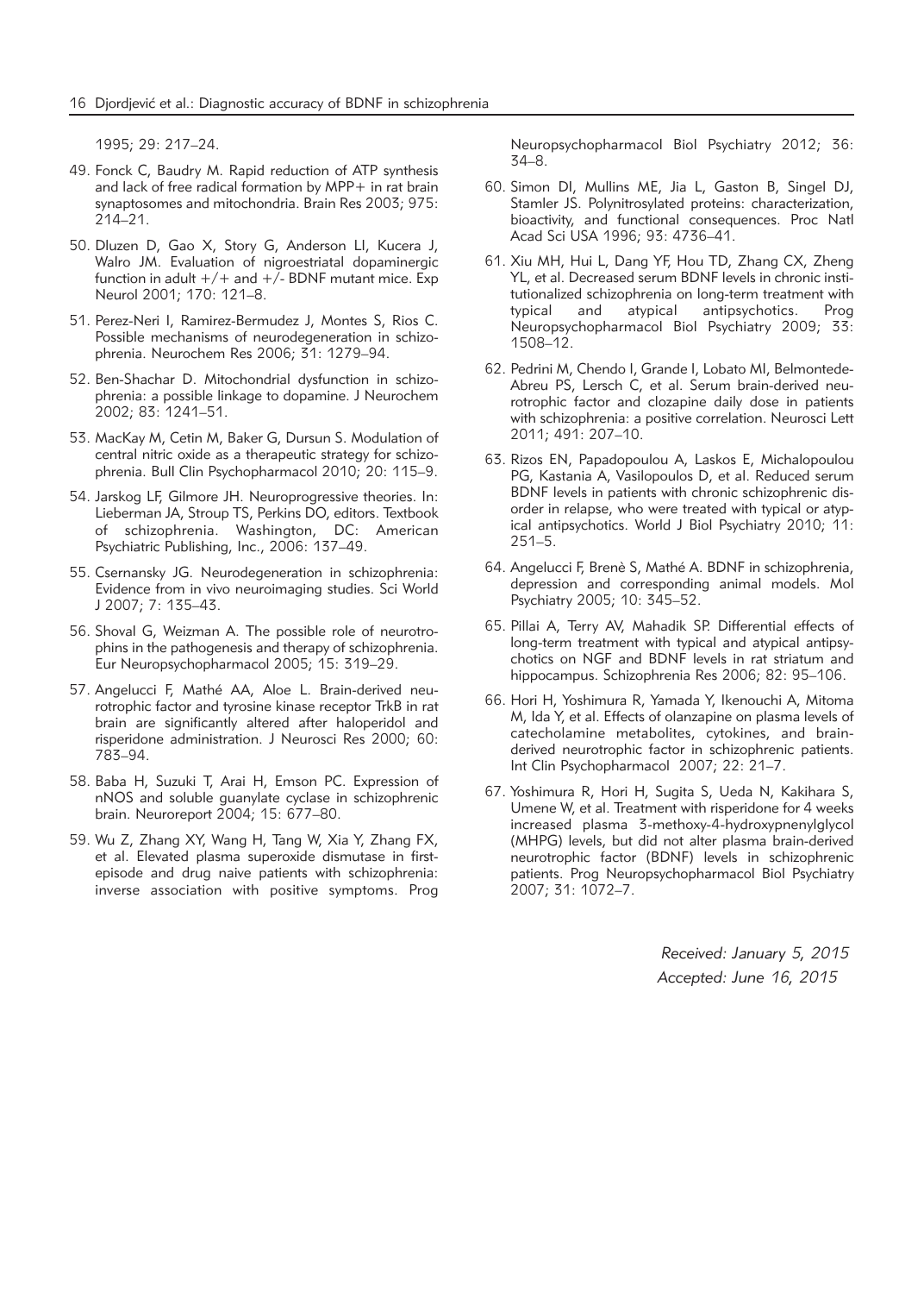1995; 29: 217–24.

49. Fonck C, Baudry M. Rapid reduction of ATP synthesis and lack of free radical formation by MPP+ in rat brain synaptosomes and mitochondria. Brain Res 2003; 975: 214–21.

50. Dluzen D, Gao X, Story G, Anderson LI, Kucera J, Walro JM. Evaluation of nigroestriatal dopaminergic function in adult +/+ and +/- BDNF mutant mice. Exp Neurol 2001; 170: 121–8.

51. Perez-Neri I, Ramirez-Bermudez J, Montes S, Rios C. Possible mechanisms of neurodegeneration in schizophrenia. Neurochem Res 2006; 31: 1279–94.

52. Ben-Shachar D. Mitochondrial dysfunction in schizophrenia: a possible linkage to dopamine. J Neurochem 2002; 83: 1241–51.

53. MacKay M, Cetin M, Baker G, Dursun S. Modulation of central nitric oxide as a therapeutic strategy for schizophrenia. Bull Clin Psychopharmacol 2010; 20: 115–9.

54. Jarskog LF, Gilmore JH. Neuroprogressive theories. In: Lieberman JA, Stroup TS, Perkins DO, editors. Textbook of schizophrenia. Washington, DC: American Psychiatric Publishing, Inc., 2006: 137–49.

55. Csernansky JG. Neurodegeneration in schizophrenia: Evidence from in vivo neuroimaging studies. Sci World J 2007; 7: 135–43.

56. Shoval G, Weizman A. The possible role of neurotrophins in the pathogenesis and therapy of schizophrenia. Eur Neuropsychopharmacol 2005; 15: 319–29.

57. Angelucci F, Mathé AA, Aloe L. Brain-derived neurotrophic factor and tyrosine kinase receptor TrkB in rat brain are significantly altered after haloperidol and risperidone administration. J Neurosci Res 2000; 60: 783–94.

58. Baba H, Suzuki T, Arai H, Emson PC. Expression of nNOS and soluble guanylate cyclase in schizophrenic brain. Neuroreport 2004; 15: 677–80.

59. Wu Z, Zhang XY, Wang H, Tang W, Xia Y, Zhang FX, et al. Elevated plasma superoxide dismutase in first-episode and drug naive patients with schizophrenia: inverse association with positive symptoms. Prog Neuropsychopharmacol Biol Psychiatry 2012; 36: 34–8.

60. Simon DI, Mullins ME, Jia L, Gaston B, Singel DJ, Stamler JS. Polynitrosylated proteins: characterization, bioactivity, and functional consequences. Proc Natl Acad Sci USA 1996; 93: 4736–41.

61. Xiu MH, Hui L, Dang YF, Hou TD, Zhang CX, Zheng YL, et al. Decreased serum BDNF levels in chronic institutionalized schizophrenia on long-term treatment with typical and atypical antipsychotics. Prog Neuropsychopharmacol Biol Psychiatry 2009; 33: 1508–12.

62. Pedrini M, Chendo I, Grande I, Lobato MI, Belmontede-Abreu PS, Lersch C, et al. Serum brain-derived neurotrophic factor and clozapine daily dose in patients with schizophrenia: a positive correlation. Neurosci Lett 2011; 491: 207–10.

63. Rizos EN, Papadopoulou A, Laskos E, Michalopoulou PG, Kastania A, Vasilopoulos D, et al. Reduced serum BDNF levels in patients with chronic schizophrenic disorder in relapse, who were treated with typical or atypical antipsychotics. World J Biol Psychiatry 2010; 11: 251–5.

64. Angelucci F, Brenè S, Mathé A. BDNF in schizophrenia, depression and corresponding animal models. Mol Psychiatry 2005; 10: 345–52.

65. Pillai A, Terry AV, Mahadik SP. Differential effects of long-term treatment with typical and atypical antipsychotics on NGF and BDNF levels in rat striatum and hippocampus. Schizophrenia Res 2006; 82: 95–106.

66. Hori H, Yoshimura R, Yamada Y, Ikenouchi A, Mitoma M, Ida Y, et al. Effects of olanzapine on plasma levels of catecholamine metabolites, cytokines, and brain-derived neurotrophic factor in schizophrenic patients. Int Clin Psychopharmacol 2007; 22: 21–7.

67. Yoshimura R, Hori H, Sugita S, Ueda N, Kakihara S, Umene W, et al. Treatment with risperidone for 4 weeks increased plasma 3-methoxy-4-hydroxypnenylglycol (MHPG) levels, but did not alter plasma brain-derived neurotrophic factor (BDNF) levels in schizophrenic patients. Prog Neuropsychopharmacol Biol Psychiatry 2007; 31: 1072–7.

*Received: January 5, 2015*
*Accepted: June 16, 2015*